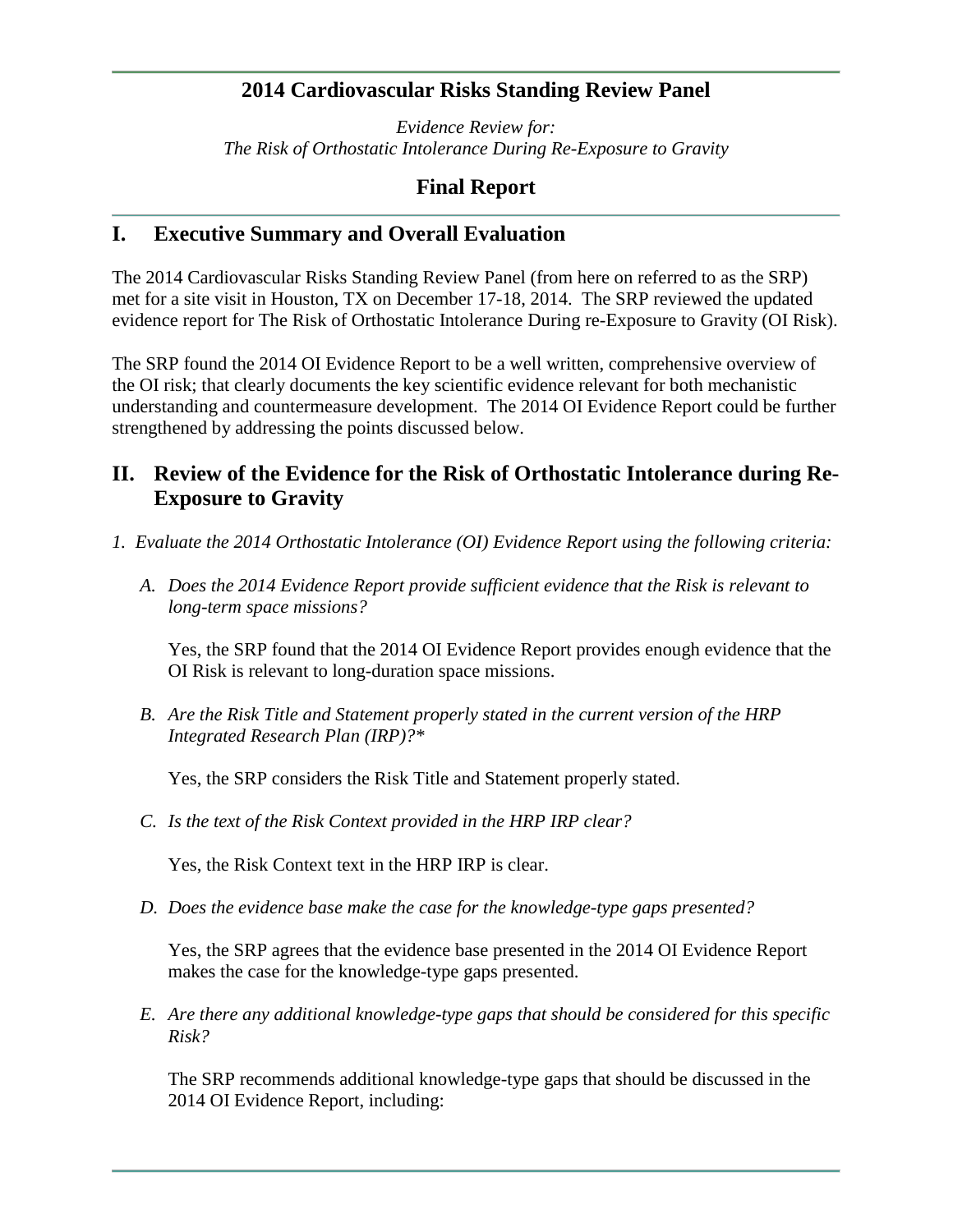# 2014 Cardiovascular Risks Standing Review Panel

*Evidence Review for:*
*The Risk of Orthostatic Intolerance During Re-Exposure to Gravity*

## Final Report

## I. Executive Summary and Overall Evaluation

The 2014 Cardiovascular Risks Standing Review Panel (from here on referred to as the SRP) met for a site visit in Houston, TX on December 17-18, 2014. The SRP reviewed the updated evidence report for The Risk of Orthostatic Intolerance During re-Exposure to Gravity (OI Risk).

The SRP found the 2014 OI Evidence Report to be a well written, comprehensive overview of the OI risk; that clearly documents the key scientific evidence relevant for both mechanistic understanding and countermeasure development. The 2014 OI Evidence Report could be further strengthened by addressing the points discussed below.

## II. Review of the Evidence for the Risk of Orthostatic Intolerance during Re-Exposure to Gravity

*1. Evaluate the 2014 Orthostatic Intolerance (OI) Evidence Report using the following criteria:*

*A. Does the 2014 Evidence Report provide sufficient evidence that the Risk is relevant to long-term space missions?*

Yes, the SRP found that the 2014 OI Evidence Report provides enough evidence that the OI Risk is relevant to long-duration space missions.

*B. Are the Risk Title and Statement properly stated in the current version of the HRP Integrated Research Plan (IRP)?**

Yes, the SRP considers the Risk Title and Statement properly stated.

*C. Is the text of the Risk Context provided in the HRP IRP clear?*

Yes, the Risk Context text in the HRP IRP is clear.

*D. Does the evidence base make the case for the knowledge-type gaps presented?*

Yes, the SRP agrees that the evidence base presented in the 2014 OI Evidence Report makes the case for the knowledge-type gaps presented.

*E. Are there any additional knowledge-type gaps that should be considered for this specific Risk?*

The SRP recommends additional knowledge-type gaps that should be discussed in the 2014 OI Evidence Report, including: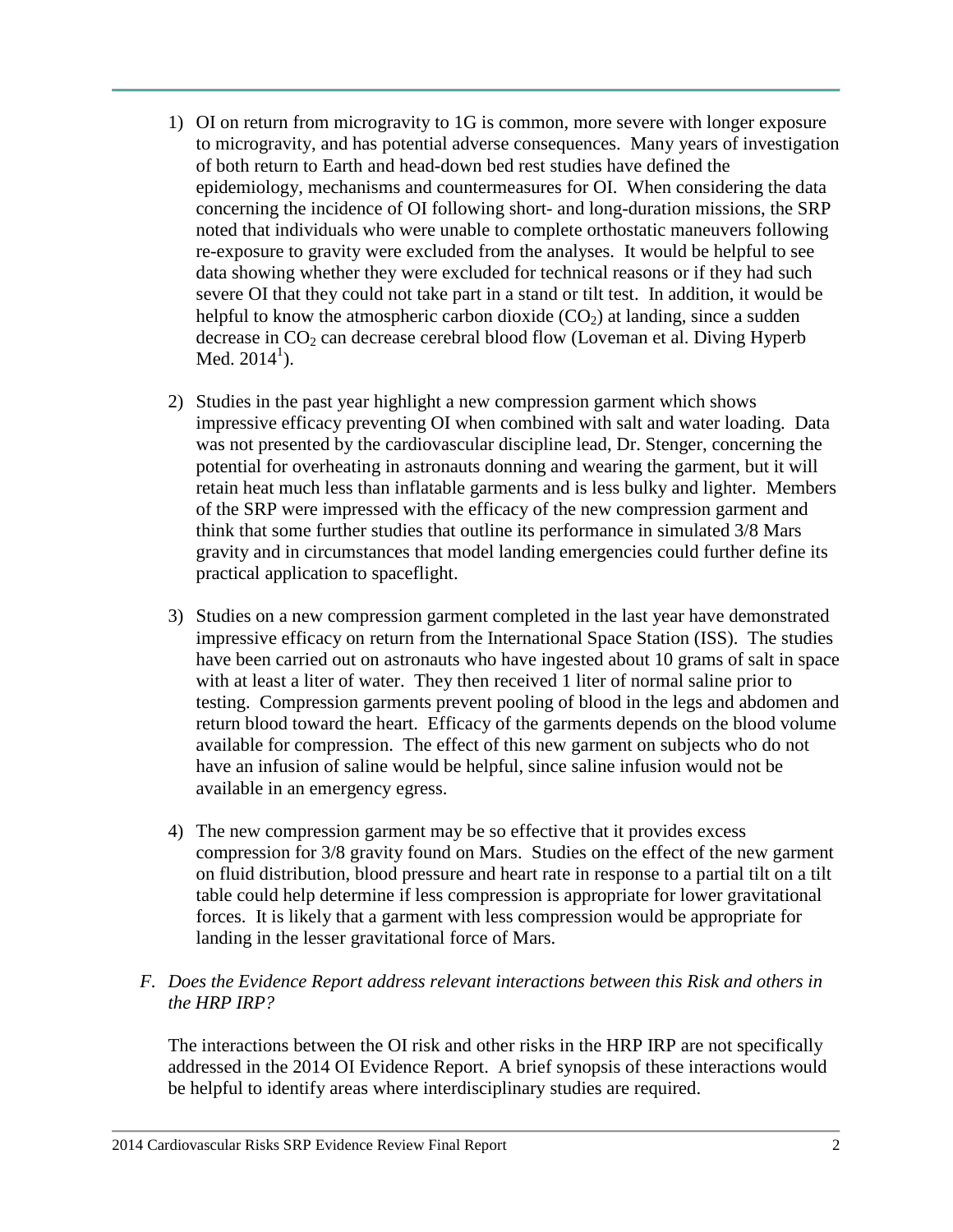1) OI on return from microgravity to 1G is common, more severe with longer exposure to microgravity, and has potential adverse consequences. Many years of investigation of both return to Earth and head-down bed rest studies have defined the epidemiology, mechanisms and countermeasures for OI. When considering the data concerning the incidence of OI following short- and long-duration missions, the SRP noted that individuals who were unable to complete orthostatic maneuvers following re-exposure to gravity were excluded from the analyses. It would be helpful to see data showing whether they were excluded for technical reasons or if they had such severe OI that they could not take part in a stand or tilt test. In addition, it would be helpful to know the atmospheric carbon dioxide ($CO_2$) at landing, since a sudden decrease in $CO_2$ can decrease cerebral blood flow (Loveman et al. Diving Hyperb Med. 2014[1]).

2) Studies in the past year highlight a new compression garment which shows impressive efficacy preventing OI when combined with salt and water loading. Data was not presented by the cardiovascular discipline lead, Dr. Stenger, concerning the potential for overheating in astronauts donning and wearing the garment, but it will retain heat much less than inflatable garments and is less bulky and lighter. Members of the SRP were impressed with the efficacy of the new compression garment and think that some further studies that outline its performance in simulated 3/8 Mars gravity and in circumstances that model landing emergencies could further define its practical application to spaceflight.

3) Studies on a new compression garment completed in the last year have demonstrated impressive efficacy on return from the International Space Station (ISS). The studies have been carried out on astronauts who have ingested about 10 grams of salt in space with at least a liter of water. They then received 1 liter of normal saline prior to testing. Compression garments prevent pooling of blood in the legs and abdomen and return blood toward the heart. Efficacy of the garments depends on the blood volume available for compression. The effect of this new garment on subjects who do not have an infusion of saline would be helpful, since saline infusion would not be available in an emergency egress.

4) The new compression garment may be so effective that it provides excess compression for 3/8 gravity found on Mars. Studies on the effect of the new garment on fluid distribution, blood pressure and heart rate in response to a partial tilt on a tilt table could help determine if less compression is appropriate for lower gravitational forces. It is likely that a garment with less compression would be appropriate for landing in the lesser gravitational force of Mars.

*F. Does the Evidence Report address relevant interactions between this Risk and others in the HRP IRP?*

The interactions between the OI risk and other risks in the HRP IRP are not specifically addressed in the 2014 OI Evidence Report. A brief synopsis of these interactions would be helpful to identify areas where interdisciplinary studies are required.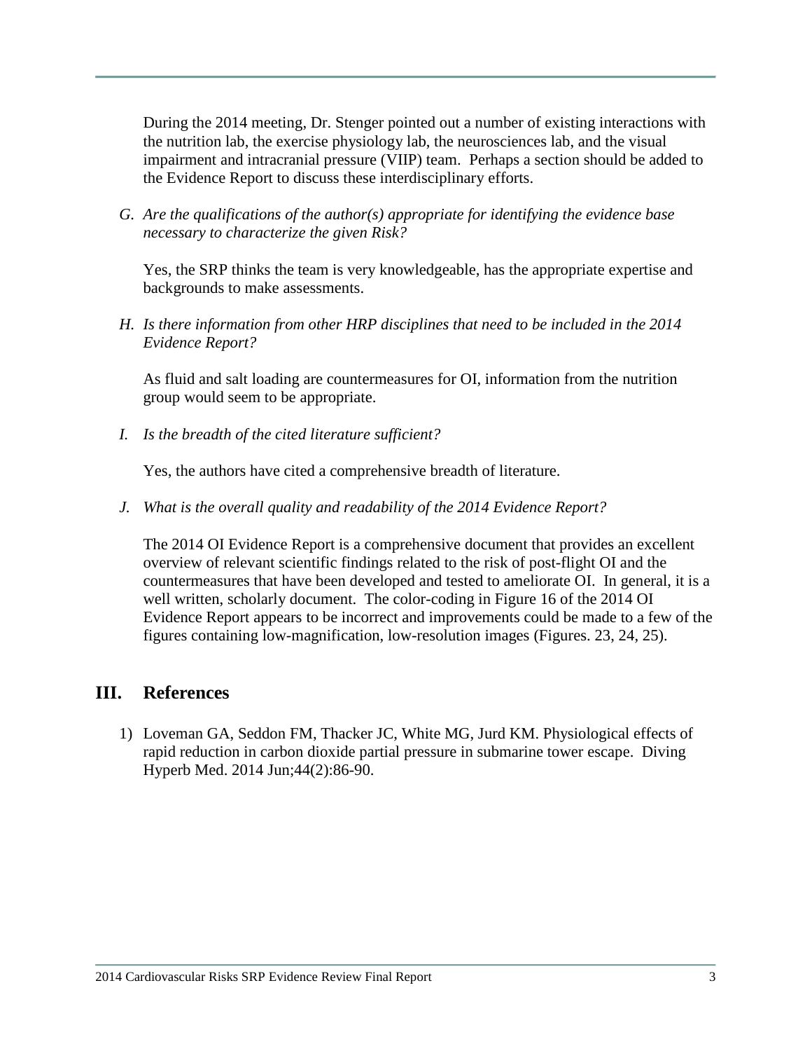During the 2014 meeting, Dr. Stenger pointed out a number of existing interactions with the nutrition lab, the exercise physiology lab, the neurosciences lab, and the visual impairment and intracranial pressure (VIIP) team. Perhaps a section should be added to the Evidence Report to discuss these interdisciplinary efforts.

G. *Are the qualifications of the author(s) appropriate for identifying the evidence base necessary to characterize the given Risk?*

Yes, the SRP thinks the team is very knowledgeable, has the appropriate expertise and backgrounds to make assessments.

H. *Is there information from other HRP disciplines that need to be included in the 2014 Evidence Report?*

As fluid and salt loading are countermeasures for OI, information from the nutrition group would seem to be appropriate.

I. *Is the breadth of the cited literature sufficient?*

Yes, the authors have cited a comprehensive breadth of literature.

J. *What is the overall quality and readability of the 2014 Evidence Report?*

The 2014 OI Evidence Report is a comprehensive document that provides an excellent overview of relevant scientific findings related to the risk of post-flight OI and the countermeasures that have been developed and tested to ameliorate OI. In general, it is a well written, scholarly document. The color-coding in Figure 16 of the 2014 OI Evidence Report appears to be incorrect and improvements could be made to a few of the figures containing low-magnification, low-resolution images (Figures. 23, 24, 25).

## III. References

1) Loveman GA, Seddon FM, Thacker JC, White MG, Jurd KM. Physiological effects of rapid reduction in carbon dioxide partial pressure in submarine tower escape. Diving Hyperb Med. 2014 Jun;44(2):86-90.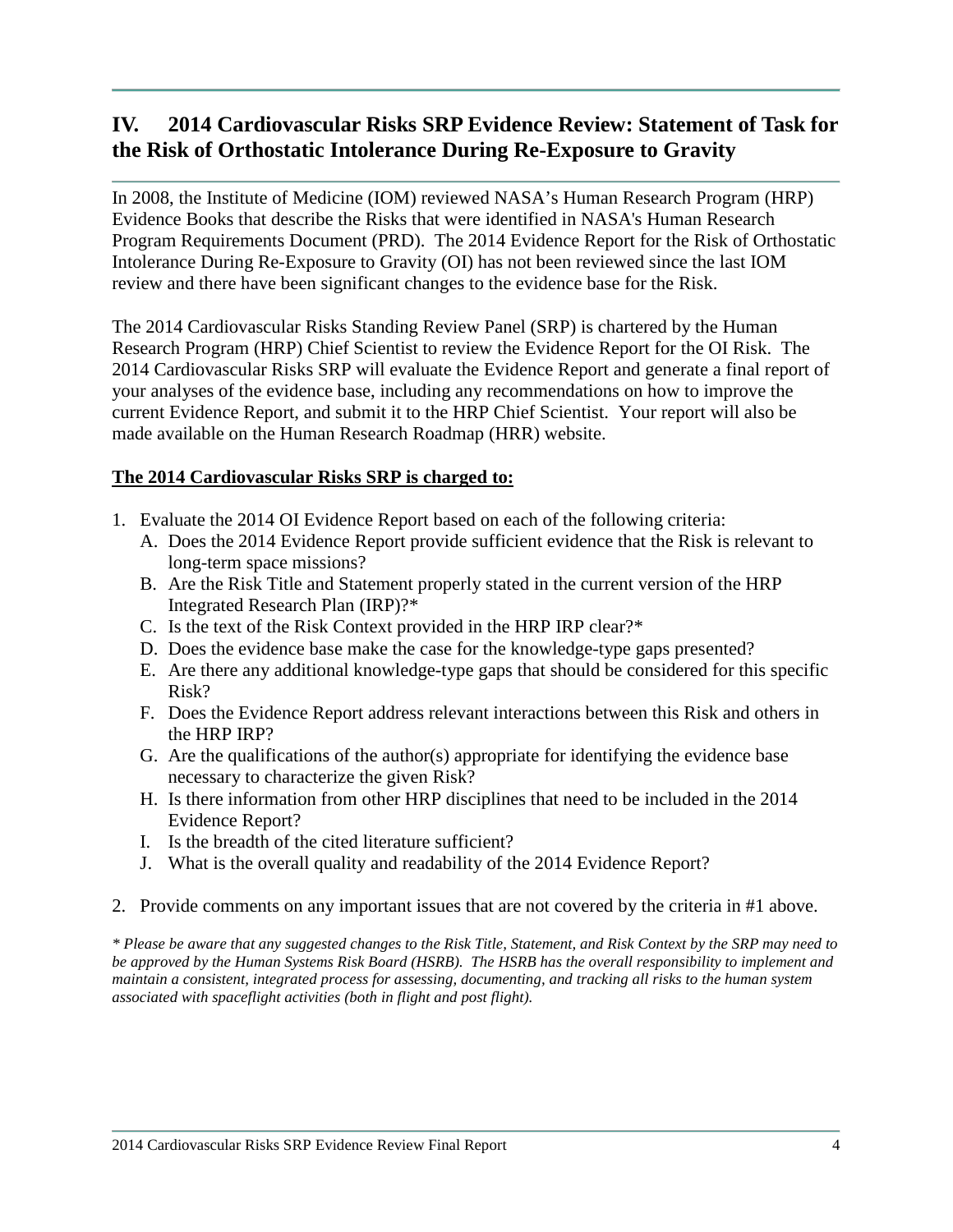# IV. 2014 Cardiovascular Risks SRP Evidence Review: Statement of Task for the Risk of Orthostatic Intolerance During Re-Exposure to Gravity

In 2008, the Institute of Medicine (IOM) reviewed NASA's Human Research Program (HRP) Evidence Books that describe the Risks that were identified in NASA's Human Research Program Requirements Document (PRD). The 2014 Evidence Report for the Risk of Orthostatic Intolerance During Re-Exposure to Gravity (OI) has not been reviewed since the last IOM review and there have been significant changes to the evidence base for the Risk.

The 2014 Cardiovascular Risks Standing Review Panel (SRP) is chartered by the Human Research Program (HRP) Chief Scientist to review the Evidence Report for the OI Risk. The 2014 Cardiovascular Risks SRP will evaluate the Evidence Report and generate a final report of your analyses of the evidence base, including any recommendations on how to improve the current Evidence Report, and submit it to the HRP Chief Scientist. Your report will also be made available on the Human Research Roadmap (HRR) website.

**<u>The 2014 Cardiovascular Risks SRP is charged to:</u>**

1. Evaluate the 2014 OI Evidence Report based on each of the following criteria:
   A. Does the 2014 Evidence Report provide sufficient evidence that the Risk is relevant to long-term space missions?
   B. Are the Risk Title and Statement properly stated in the current version of the HRP Integrated Research Plan (IRP)?*
   C. Is the text of the Risk Context provided in the HRP IRP clear?*
   D. Does the evidence base make the case for the knowledge-type gaps presented?
   E. Are there any additional knowledge-type gaps that should be considered for this specific Risk?
   F. Does the Evidence Report address relevant interactions between this Risk and others in the HRP IRP?
   G. Are the qualifications of the author(s) appropriate for identifying the evidence base necessary to characterize the given Risk?
   H. Is there information from other HRP disciplines that need to be included in the 2014 Evidence Report?
   I. Is the breadth of the cited literature sufficient?
   J. What is the overall quality and readability of the 2014 Evidence Report?

2. Provide comments on any important issues that are not covered by the criteria in #1 above.

*\* Please be aware that any suggested changes to the Risk Title, Statement, and Risk Context by the SRP may need to be approved by the Human Systems Risk Board (HSRB). The HSRB has the overall responsibility to implement and maintain a consistent, integrated process for assessing, documenting, and tracking all risks to the human system associated with spaceflight activities (both in flight and post flight).*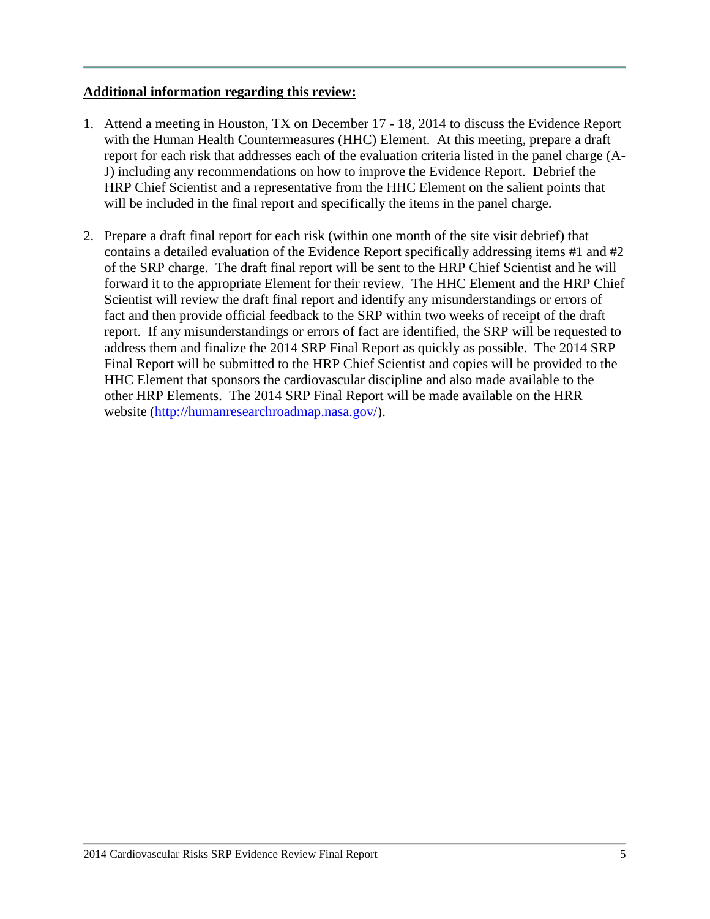**Additional information regarding this review:**

1. Attend a meeting in Houston, TX on December 17 - 18, 2014 to discuss the Evidence Report with the Human Health Countermeasures (HHC) Element. At this meeting, prepare a draft report for each risk that addresses each of the evaluation criteria listed in the panel charge (A-J) including any recommendations on how to improve the Evidence Report. Debrief the HRP Chief Scientist and a representative from the HHC Element on the salient points that will be included in the final report and specifically the items in the panel charge.

2. Prepare a draft final report for each risk (within one month of the site visit debrief) that contains a detailed evaluation of the Evidence Report specifically addressing items #1 and #2 of the SRP charge. The draft final report will be sent to the HRP Chief Scientist and he will forward it to the appropriate Element for their review. The HHC Element and the HRP Chief Scientist will review the draft final report and identify any misunderstandings or errors of fact and then provide official feedback to the SRP within two weeks of receipt of the draft report. If any misunderstandings or errors of fact are identified, the SRP will be requested to address them and finalize the 2014 SRP Final Report as quickly as possible. The 2014 SRP Final Report will be submitted to the HRP Chief Scientist and copies will be provided to the HHC Element that sponsors the cardiovascular discipline and also made available to the other HRP Elements. The 2014 SRP Final Report will be made available on the HRR website (http://humanresearchroadmap.nasa.gov/).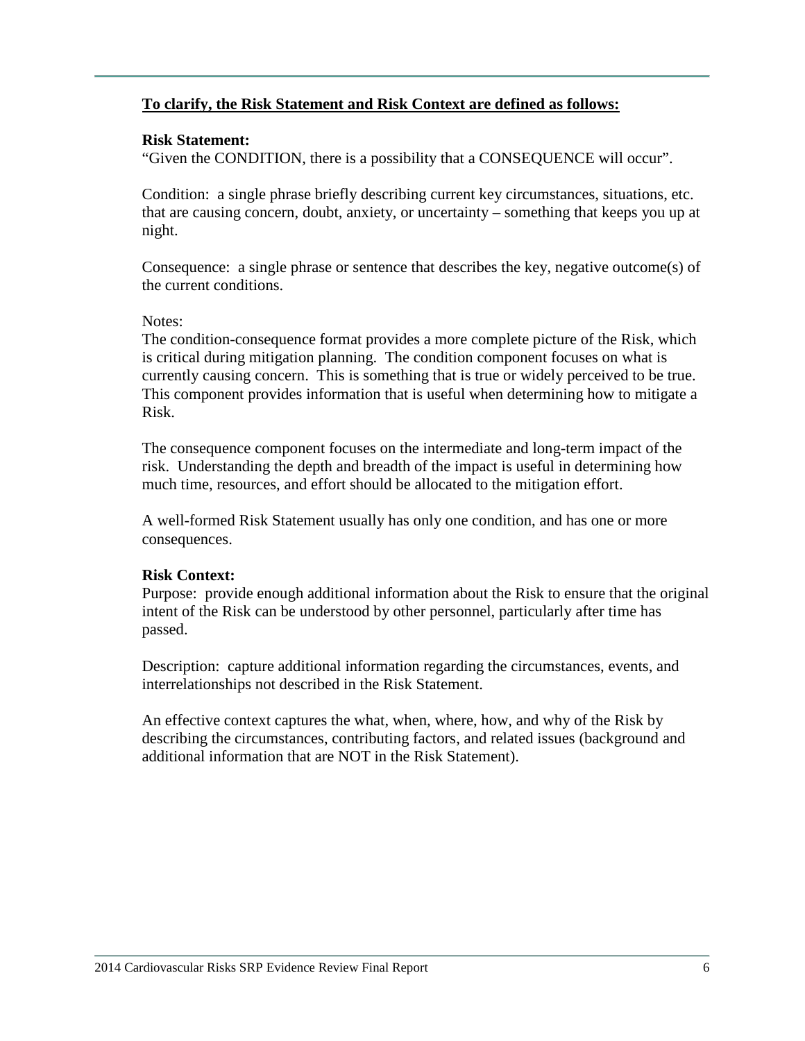**To clarify, the Risk Statement and Risk Context are defined as follows:**

**Risk Statement:**

"Given the CONDITION, there is a possibility that a CONSEQUENCE will occur".

Condition: a single phrase briefly describing current key circumstances, situations, etc. that are causing concern, doubt, anxiety, or uncertainty – something that keeps you up at night.

Consequence: a single phrase or sentence that describes the key, negative outcome(s) of the current conditions.

Notes:

The condition-consequence format provides a more complete picture of the Risk, which is critical during mitigation planning. The condition component focuses on what is currently causing concern. This is something that is true or widely perceived to be true. This component provides information that is useful when determining how to mitigate a Risk.

The consequence component focuses on the intermediate and long-term impact of the risk. Understanding the depth and breadth of the impact is useful in determining how much time, resources, and effort should be allocated to the mitigation effort.

A well-formed Risk Statement usually has only one condition, and has one or more consequences.

**Risk Context:**

Purpose: provide enough additional information about the Risk to ensure that the original intent of the Risk can be understood by other personnel, particularly after time has passed.

Description: capture additional information regarding the circumstances, events, and interrelationships not described in the Risk Statement.

An effective context captures the what, when, where, how, and why of the Risk by describing the circumstances, contributing factors, and related issues (background and additional information that are NOT in the Risk Statement).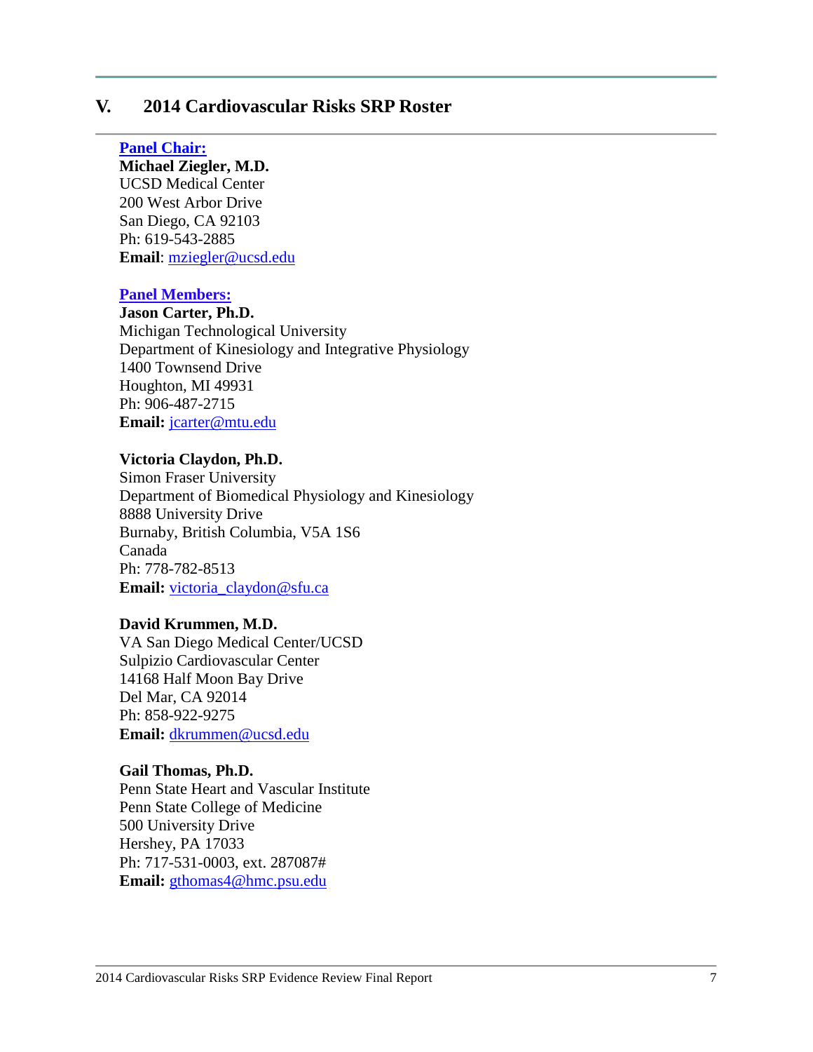## V. 2014 Cardiovascular Risks SRP Roster

**Panel Chair:**

**Michael Ziegler, M.D.**
UCSD Medical Center
200 West Arbor Drive
San Diego, CA 92103
Ph: 619-543-2885
**Email**: mziegler@ucsd.edu

**Panel Members:**

**Jason Carter, Ph.D.**
Michigan Technological University
Department of Kinesiology and Integrative Physiology
1400 Townsend Drive
Houghton, MI 49931
Ph: 906-487-2715
**Email:** jcarter@mtu.edu

**Victoria Claydon, Ph.D.**
Simon Fraser University
Department of Biomedical Physiology and Kinesiology
8888 University Drive
Burnaby, British Columbia, V5A 1S6
Canada
Ph: 778-782-8513
**Email:** victoria_claydon@sfu.ca

**David Krummen, M.D.**
VA San Diego Medical Center/UCSD
Sulpizio Cardiovascular Center
14168 Half Moon Bay Drive
Del Mar, CA 92014
Ph: 858-922-9275
**Email:** dkrummen@ucsd.edu

**Gail Thomas, Ph.D.**
Penn State Heart and Vascular Institute
Penn State College of Medicine
500 University Drive
Hershey, PA 17033
Ph: 717-531-0003, ext. 287087#
**Email:** gthomas4@hmc.psu.edu